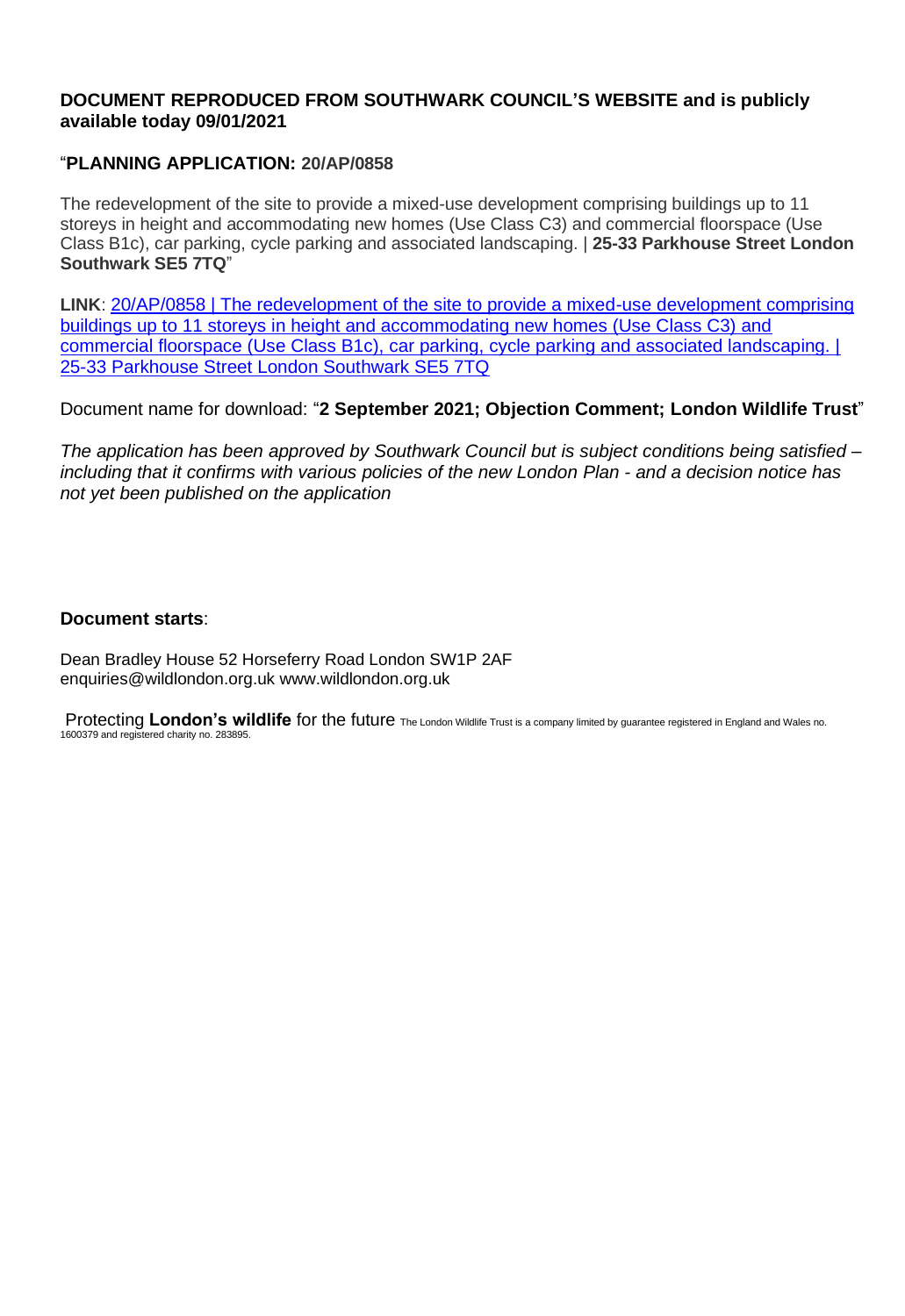**DOCUMENT REPRODUCED FROM SOUTHWARK COUNCIL'S WEBSITE and is publicly available today 09/01/2021**

"**PLANNING APPLICATION: 20/AP/0858**

The redevelopment of the site to provide a mixed-use development comprising buildings up to 11 storeys in height and accommodating new homes (Use Class C3) and commercial floorspace (Use Class B1c), car parking, cycle parking and associated landscaping. | **25-33 Parkhouse Street London Southwark SE5 7TQ**"

**LINK**: 20/AP/0858 | The redevelopment of the site to provide a mixed-use development comprising buildings up to 11 storeys in height and accommodating new homes (Use Class C3) and commercial floorspace (Use Class B1c), car parking, cycle parking and associated landscaping. | 25-33 Parkhouse Street London Southwark SE5 7TQ

Document name for download: "**2 September 2021; Objection Comment; London Wildlife Trust**"

*The application has been approved by Southwark Council but is subject conditions being satisfied – including that it confirms with various policies of the new London Plan - and a decision notice has not yet been published on the application*

**Document starts**:

Dean Bradley House 52 Horseferry Road London SW1P 2AF
enquiries@wildlondon.org.uk www.wildlondon.org.uk

Protecting **London's wildlife** for the future The London Wildlife Trust is a company limited by guarantee registered in England and Wales no. 1600379 and registered charity no. 283895.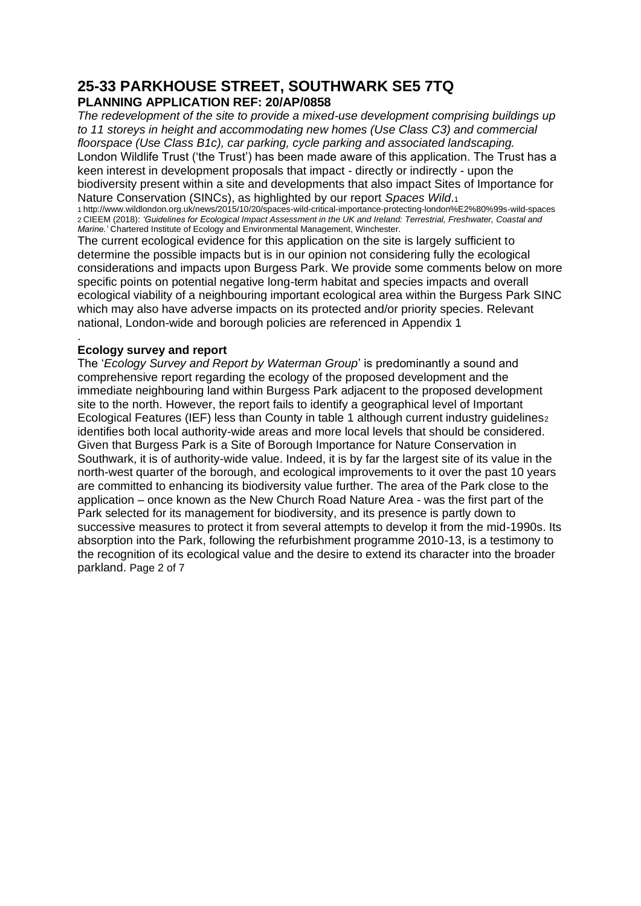# 25-33 PARKHOUSE STREET, SOUTHWARK SE5 7TQ

## PLANNING APPLICATION REF: 20/AP/0858

*The redevelopment of the site to provide a mixed-use development comprising buildings up to 11 storeys in height and accommodating new homes (Use Class C3) and commercial floorspace (Use Class B1c), car parking, cycle parking and associated landscaping.*

London Wildlife Trust ('the Trust') has been made aware of this application. The Trust has a keen interest in development proposals that impact - directly or indirectly - upon the biodiversity present within a site and developments that also impact Sites of Importance for Nature Conservation (SINCs), as highlighted by our report *Spaces Wild*.[1]

[1] http://www.wildlondon.org.uk/news/2015/10/20/spaces-wild-critical-importance-protecting-london%E2%80%99s-wild-spaces

[2] CIEEM (2018): *'Guidelines for Ecological Impact Assessment in the UK and Ireland: Terrestrial, Freshwater, Coastal and Marine.'* Chartered Institute of Ecology and Environmental Management, Winchester.

The current ecological evidence for this application on the site is largely sufficient to determine the possible impacts but is in our opinion not considering fully the ecological considerations and impacts upon Burgess Park. We provide some comments below on more specific points on potential negative long-term habitat and species impacts and overall ecological viability of a neighbouring important ecological area within the Burgess Park SINC which may also have adverse impacts on its protected and/or priority species. Relevant national, London-wide and borough policies are referenced in Appendix 1

.

**Ecology survey and report**

The '*Ecology Survey and Report by Waterman Group*' is predominantly a sound and comprehensive report regarding the ecology of the proposed development and the immediate neighbouring land within Burgess Park adjacent to the proposed development site to the north. However, the report fails to identify a geographical level of Important Ecological Features (IEF) less than County in table 1 although current industry guidelines[2] identifies both local authority-wide areas and more local levels that should be considered. Given that Burgess Park is a Site of Borough Importance for Nature Conservation in Southwark, it is of authority-wide value. Indeed, it is by far the largest site of its value in the north-west quarter of the borough, and ecological improvements to it over the past 10 years are committed to enhancing its biodiversity value further. The area of the Park close to the application – once known as the New Church Road Nature Area - was the first part of the Park selected for its management for biodiversity, and its presence is partly down to successive measures to protect it from several attempts to develop it from the mid-1990s. Its absorption into the Park, following the refurbishment programme 2010-13, is a testimony to the recognition of its ecological value and the desire to extend its character into the broader parkland.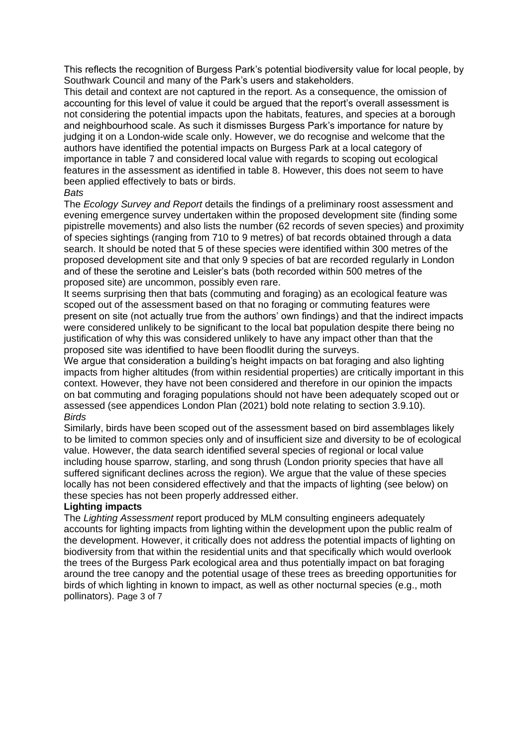This reflects the recognition of Burgess Park's potential biodiversity value for local people, by Southwark Council and many of the Park's users and stakeholders.

This detail and context are not captured in the report. As a consequence, the omission of accounting for this level of value it could be argued that the report's overall assessment is not considering the potential impacts upon the habitats, features, and species at a borough and neighbourhood scale. As such it dismisses Burgess Park's importance for nature by judging it on a London-wide scale only. However, we do recognise and welcome that the authors have identified the potential impacts on Burgess Park at a local category of importance in table 7 and considered local value with regards to scoping out ecological features in the assessment as identified in table 8. However, this does not seem to have been applied effectively to bats or birds.

*Bats*

The *Ecology Survey and Report* details the findings of a preliminary roost assessment and evening emergence survey undertaken within the proposed development site (finding some pipistrelle movements) and also lists the number (62 records of seven species) and proximity of species sightings (ranging from 710 to 9 metres) of bat records obtained through a data search. It should be noted that 5 of these species were identified within 300 metres of the proposed development site and that only 9 species of bat are recorded regularly in London and of these the serotine and Leisler's bats (both recorded within 500 metres of the proposed site) are uncommon, possibly even rare.

It seems surprising then that bats (commuting and foraging) as an ecological feature was scoped out of the assessment based on that no foraging or commuting features were present on site (not actually true from the authors' own findings) and that the indirect impacts were considered unlikely to be significant to the local bat population despite there being no justification of why this was considered unlikely to have any impact other than that the proposed site was identified to have been floodlit during the surveys.

We argue that consideration a building's height impacts on bat foraging and also lighting impacts from higher altitudes (from within residential properties) are critically important in this context. However, they have not been considered and therefore in our opinion the impacts on bat commuting and foraging populations should not have been adequately scoped out or assessed (see appendices London Plan (2021) bold note relating to section 3.9.10).

*Birds*

Similarly, birds have been scoped out of the assessment based on bird assemblages likely to be limited to common species only and of insufficient size and diversity to be of ecological value. However, the data search identified several species of regional or local value including house sparrow, starling, and song thrush (London priority species that have all suffered significant declines across the region). We argue that the value of these species locally has not been considered effectively and that the impacts of lighting (see below) on these species has not been properly addressed either.

**Lighting impacts**

The *Lighting Assessment* report produced by MLM consulting engineers adequately accounts for lighting impacts from lighting within the development upon the public realm of the development. However, it critically does not address the potential impacts of lighting on biodiversity from that within the residential units and that specifically which would overlook the trees of the Burgess Park ecological area and thus potentially impact on bat foraging around the tree canopy and the potential usage of these trees as breeding opportunities for birds of which lighting in known to impact, as well as other nocturnal species (e.g., moth pollinators).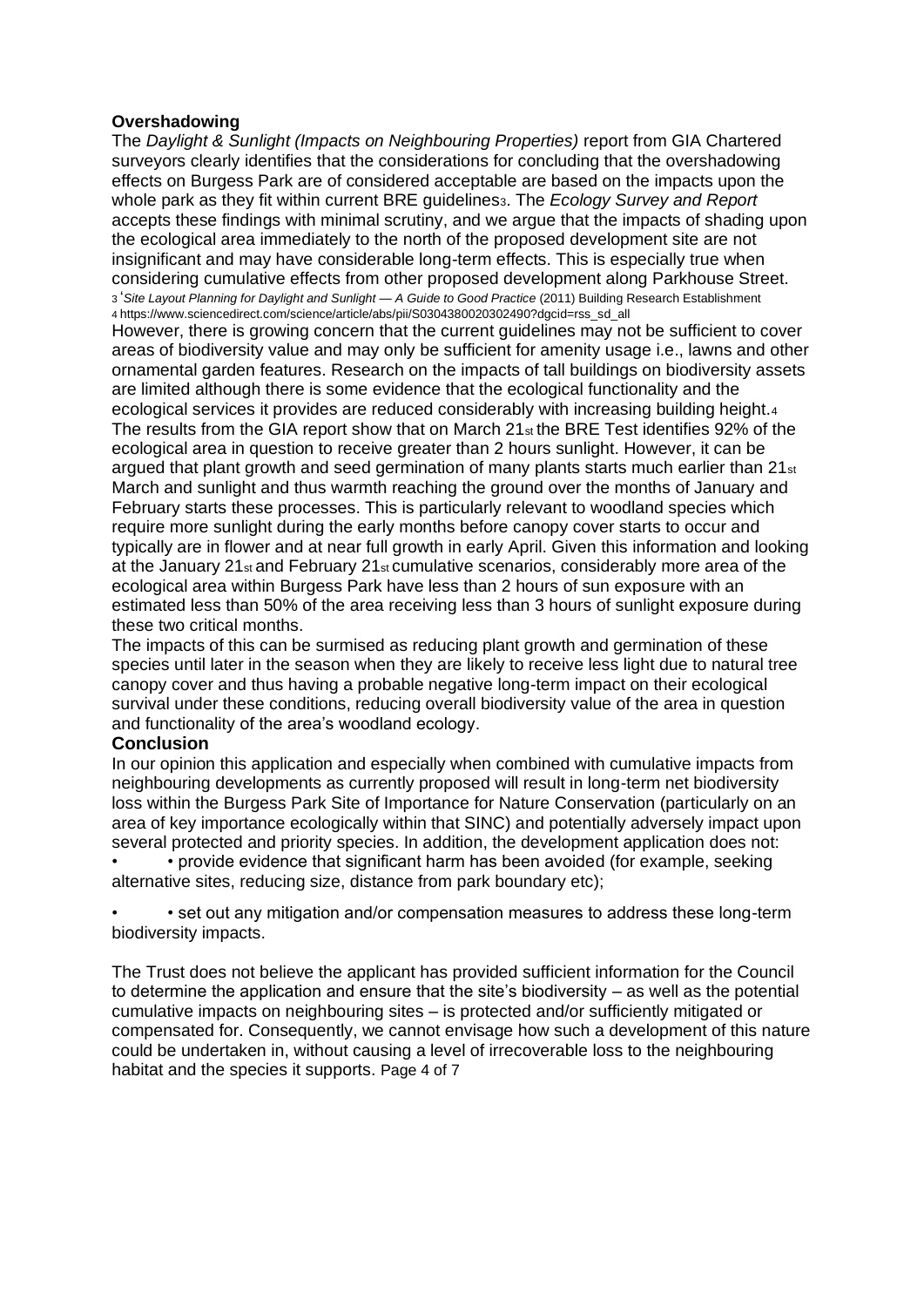**Overshadowing**

The *Daylight & Sunlight (Impacts on Neighbouring Properties)* report from GIA Chartered surveyors clearly identifies that the considerations for concluding that the overshadowing effects on Burgess Park are of considered acceptable are based on the impacts upon the whole park as they fit within current BRE guidelines[3]. The *Ecology Survey and Report* accepts these findings with minimal scrutiny, and we argue that the impacts of shading upon the ecological area immediately to the north of the proposed development site are not insignificant and may have considerable long-term effects. This is especially true when considering cumulative effects from other proposed development along Parkhouse Street.

[3] '*Site Layout Planning for Daylight and Sunlight — A Guide to Good Practice* (2011) Building Research Establishment

[4] https://www.sciencedirect.com/science/article/abs/pii/S0304380020302490?dgcid=rss_sd_all

However, there is growing concern that the current guidelines may not be sufficient to cover areas of biodiversity value and may only be sufficient for amenity usage i.e., lawns and other ornamental garden features. Research on the impacts of tall buildings on biodiversity assets are limited although there is some evidence that the ecological functionality and the ecological services it provides are reduced considerably with increasing building height.[4]

The results from the GIA report show that on March 21st the BRE Test identifies 92% of the ecological area in question to receive greater than 2 hours sunlight. However, it can be argued that plant growth and seed germination of many plants starts much earlier than 21st March and sunlight and thus warmth reaching the ground over the months of January and February starts these processes. This is particularly relevant to woodland species which require more sunlight during the early months before canopy cover starts to occur and typically are in flower and at near full growth in early April. Given this information and looking at the January 21st and February 21st cumulative scenarios, considerably more area of the ecological area within Burgess Park have less than 2 hours of sun exposure with an estimated less than 50% of the area receiving less than 3 hours of sunlight exposure during these two critical months.

The impacts of this can be surmised as reducing plant growth and germination of these species until later in the season when they are likely to receive less light due to natural tree canopy cover and thus having a probable negative long-term impact on their ecological survival under these conditions, reducing overall biodiversity value of the area in question and functionality of the area's woodland ecology.

**Conclusion**

In our opinion this application and especially when combined with cumulative impacts from neighbouring developments as currently proposed will result in long-term net biodiversity loss within the Burgess Park Site of Importance for Nature Conservation (particularly on an area of key importance ecologically within that SINC) and potentially adversely impact upon several protected and priority species. In addition, the development application does not:

- • provide evidence that significant harm has been avoided (for example, seeking alternative sites, reducing size, distance from park boundary etc);
- • set out any mitigation and/or compensation measures to address these long-term biodiversity impacts.

The Trust does not believe the applicant has provided sufficient information for the Council to determine the application and ensure that the site's biodiversity – as well as the potential cumulative impacts on neighbouring sites – is protected and/or sufficiently mitigated or compensated for. Consequently, we cannot envisage how such a development of this nature could be undertaken in, without causing a level of irrecoverable loss to the neighbouring habitat and the species it supports.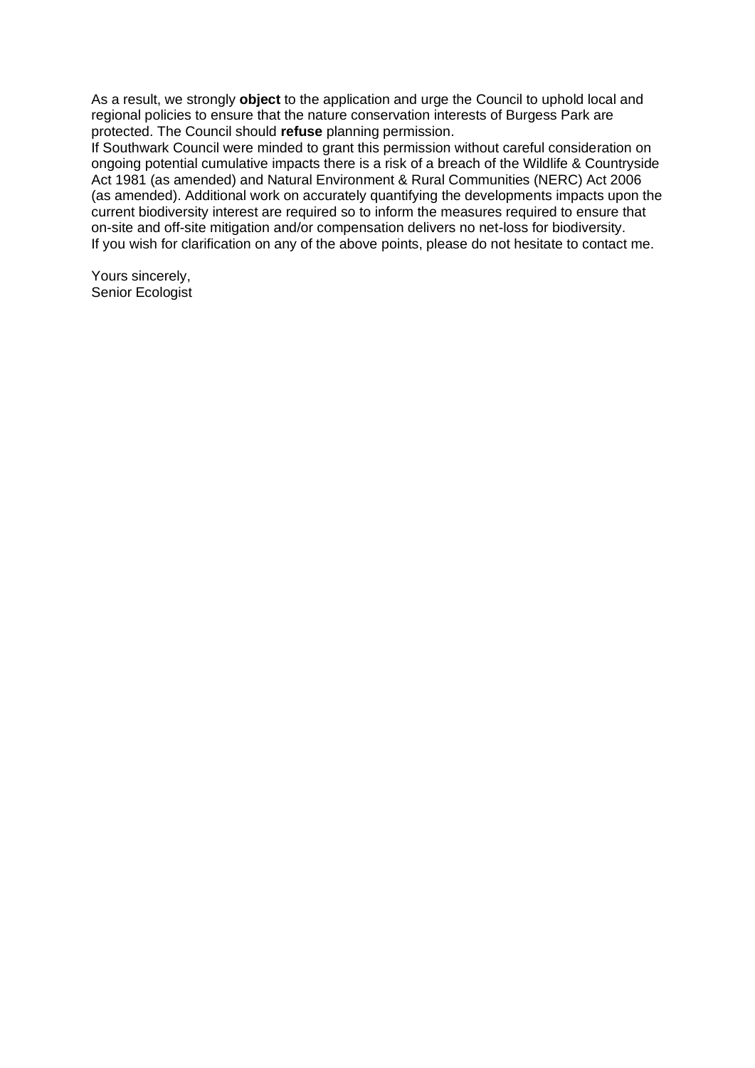As a result, we strongly **object** to the application and urge the Council to uphold local and regional policies to ensure that the nature conservation interests of Burgess Park are protected. The Council should **refuse** planning permission.

If Southwark Council were minded to grant this permission without careful consideration on ongoing potential cumulative impacts there is a risk of a breach of the Wildlife & Countryside Act 1981 (as amended) and Natural Environment & Rural Communities (NERC) Act 2006 (as amended). Additional work on accurately quantifying the developments impacts upon the current biodiversity interest are required so to inform the measures required to ensure that on-site and off-site mitigation and/or compensation delivers no net-loss for biodiversity.

If you wish for clarification on any of the above points, please do not hesitate to contact me.

Yours sincerely,
Senior Ecologist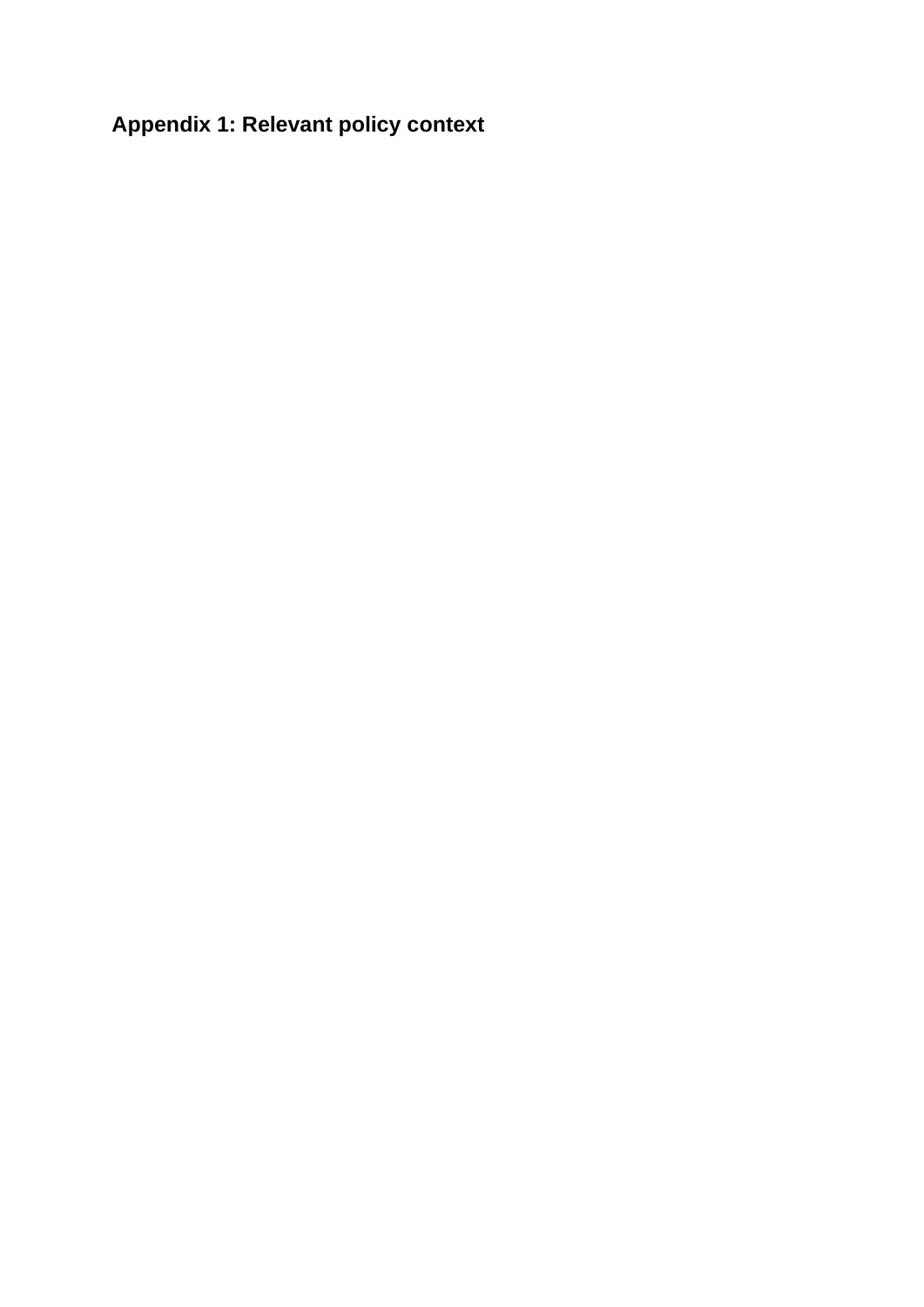## Appendix 1: Relevant policy context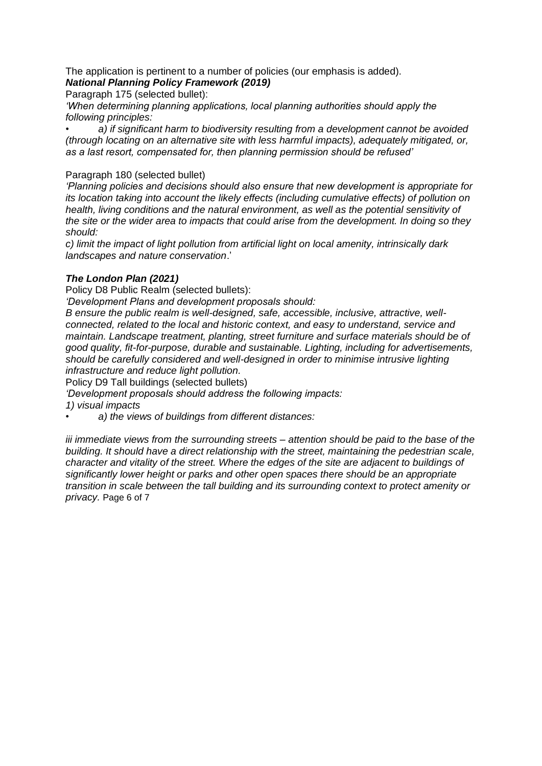The application is pertinent to a number of policies (our emphasis is added).

***National Planning Policy Framework (2019)***

Paragraph 175 (selected bullet):

*'When determining planning applications, local planning authorities should apply the following principles:*

- *a) if significant harm to biodiversity resulting from a development cannot be avoided (through locating on an alternative site with less harmful impacts), adequately mitigated, or, as a last resort, compensated for, then planning permission should be refused'*

Paragraph 180 (selected bullet)

*'Planning policies and decisions should also ensure that new development is appropriate for its location taking into account the likely effects (including cumulative effects) of pollution on health, living conditions and the natural environment, as well as the potential sensitivity of the site or the wider area to impacts that could arise from the development. In doing so they should:*

*c) limit the impact of light pollution from artificial light on local amenity, intrinsically dark landscapes and nature conservation*.'

***The London Plan (2021)***

Policy D8 Public Realm (selected bullets):

*'Development Plans and development proposals should:*

*B ensure the public realm is well-designed, safe, accessible, inclusive, attractive, well-connected, related to the local and historic context, and easy to understand, service and maintain. Landscape treatment, planting, street furniture and surface materials should be of good quality, fit-for-purpose, durable and sustainable. Lighting, including for advertisements, should be carefully considered and well-designed in order to minimise intrusive lighting infrastructure and reduce light pollution.*

Policy D9 Tall buildings (selected bullets)

*'Development proposals should address the following impacts:*

*1) visual impacts*

- *a) the views of buildings from different distances:*

*iii immediate views from the surrounding streets – attention should be paid to the base of the building. It should have a direct relationship with the street, maintaining the pedestrian scale, character and vitality of the street. Where the edges of the site are adjacent to buildings of significantly lower height or parks and other open spaces there should be an appropriate transition in scale between the tall building and its surrounding context to protect amenity or privacy.*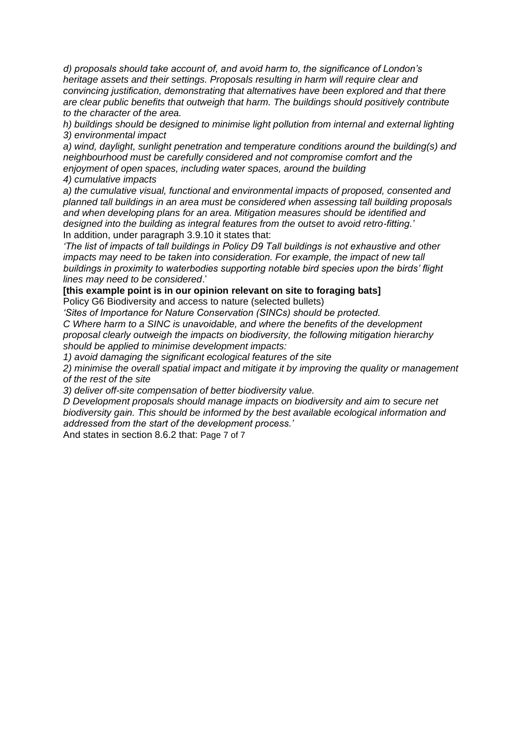*d) proposals should take account of, and avoid harm to, the significance of London's heritage assets and their settings. Proposals resulting in harm will require clear and convincing justification, demonstrating that alternatives have been explored and that there are clear public benefits that outweigh that harm. The buildings should positively contribute to the character of the area.*

*h) buildings should be designed to minimise light pollution from internal and external lighting*

*3) environmental impact*

*a) wind, daylight, sunlight penetration and temperature conditions around the building(s) and neighbourhood must be carefully considered and not compromise comfort and the enjoyment of open spaces, including water spaces, around the building*

*4) cumulative impacts*

*a) the cumulative visual, functional and environmental impacts of proposed, consented and planned tall buildings in an area must be considered when assessing tall building proposals and when developing plans for an area. Mitigation measures should be identified and designed into the building as integral features from the outset to avoid retro-fitting.'*

In addition, under paragraph 3.9.10 it states that:

*'The list of impacts of tall buildings in Policy D9 Tall buildings is not exhaustive and other impacts may need to be taken into consideration. For example, the impact of new tall buildings in proximity to waterbodies supporting notable bird species upon the birds' flight lines may need to be considered*.'

**[this example point is in our opinion relevant on site to foraging bats]**

Policy G6 Biodiversity and access to nature (selected bullets)

*'Sites of Importance for Nature Conservation (SINCs) should be protected.*

*C Where harm to a SINC is unavoidable, and where the benefits of the development proposal clearly outweigh the impacts on biodiversity, the following mitigation hierarchy should be applied to minimise development impacts:*

*1) avoid damaging the significant ecological features of the site*

*2) minimise the overall spatial impact and mitigate it by improving the quality or management of the rest of the site*

*3) deliver off-site compensation of better biodiversity value.*

*D Development proposals should manage impacts on biodiversity and aim to secure net biodiversity gain. This should be informed by the best available ecological information and addressed from the start of the development process.'*

And states in section 8.6.2 that: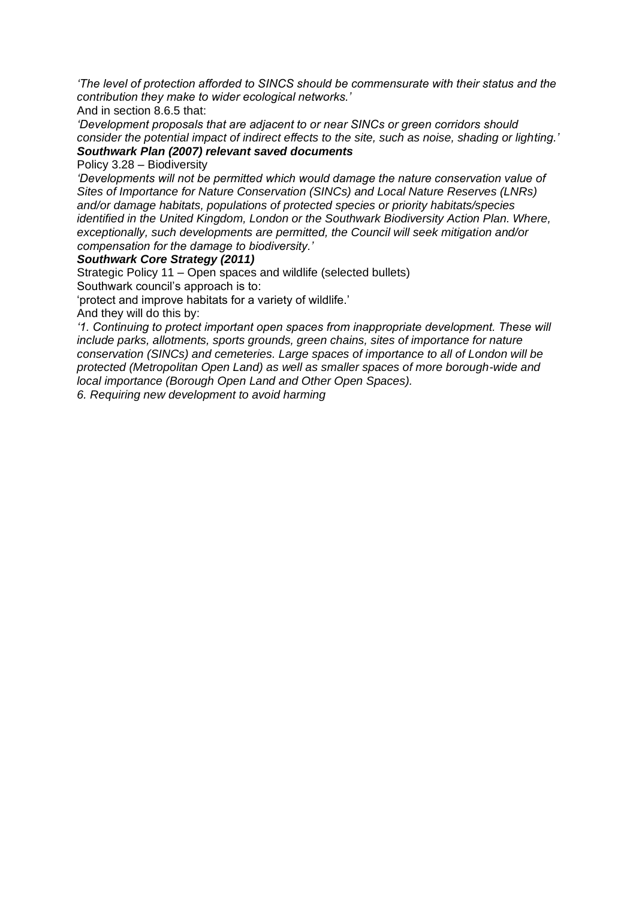*'The level of protection afforded to SINCS should be commensurate with their status and the contribution they make to wider ecological networks.'*

And in section 8.6.5 that:

*'Development proposals that are adjacent to or near SINCs or green corridors should consider the potential impact of indirect effects to the site, such as noise, shading or lighting.'*

***Southwark Plan (2007) relevant saved documents***

Policy 3.28 – Biodiversity

*'Developments will not be permitted which would damage the nature conservation value of Sites of Importance for Nature Conservation (SINCs) and Local Nature Reserves (LNRs) and/or damage habitats, populations of protected species or priority habitats/species identified in the United Kingdom, London or the Southwark Biodiversity Action Plan. Where, exceptionally, such developments are permitted, the Council will seek mitigation and/or compensation for the damage to biodiversity.'*

***Southwark Core Strategy (2011)***

Strategic Policy 11 – Open spaces and wildlife (selected bullets)

Southwark council's approach is to:

'protect and improve habitats for a variety of wildlife.'

And they will do this by:

*'1. Continuing to protect important open spaces from inappropriate development. These will include parks, allotments, sports grounds, green chains, sites of importance for nature conservation (SINCs) and cemeteries. Large spaces of importance to all of London will be protected (Metropolitan Open Land) as well as smaller spaces of more borough-wide and local importance (Borough Open Land and Other Open Spaces).*

*6. Requiring new development to avoid harming*